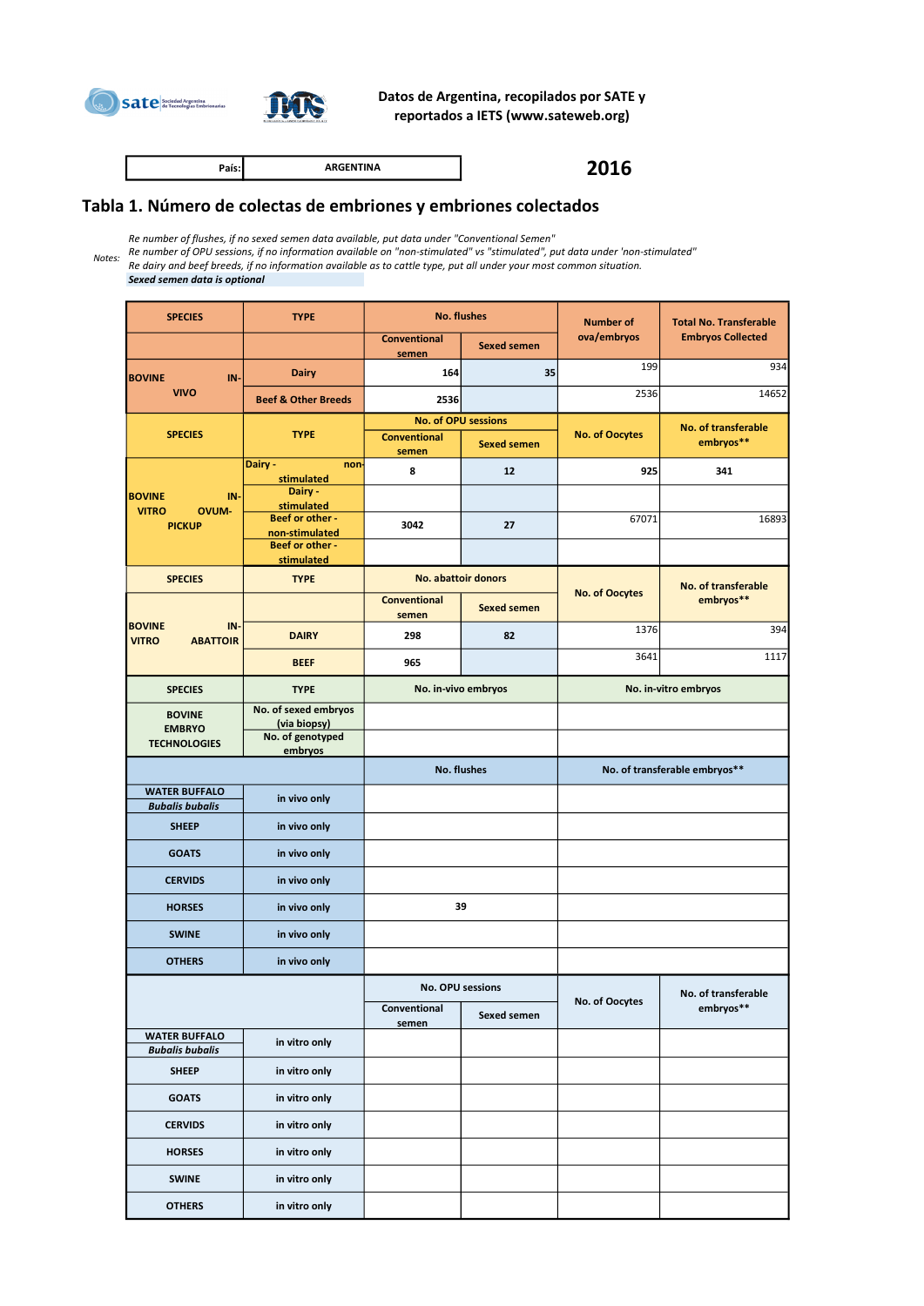Datos de Argentina, recopilados por SATE y reportados a IETS (www.sateweb.org)

| País: | ARGENTINA |
|---|---|

**2016**

## Tabla 1. Número de colectas de embriones y embriones colectados

Notes:
*Re number of flushes, if no sexed semen data available, put data under "Conventional Semen"*
*Re number of OPU sessions, if no information available on "non-stimulated" vs "stimulated", put data under 'non-stimulated"*
*Re dairy and beef breeds, if no information available as to cattle type, put all under your most common situation.*
***Sexed semen data is optional***

| SPECIES | TYPE | No. flushes | | Number of ova/embryos | Total No. Transferable Embryos Collected |
|---|---|---|---|---|---|
| | | Conventional semen | Sexed semen | | |
| BOVINE IN-VIVO | Dairy | 164 | 35 | 199 | 934 |
| | Beef & Other Breeds | 2536 | | 2536 | 14652 |
| **SPECIES** | **TYPE** | **No. of OPU sessions** | | **No. of Oocytes** | **No. of transferable embryos\*\*** |
| | | Conventional semen | Sexed semen | | |
| BOVINE IN-VITRO OVUM-PICKUP | Dairy - non-stimulated | 8 | 12 | 925 | 341 |
| | Dairy - stimulated | | | | |
| | Beef or other - non-stimulated | 3042 | 27 | 67071 | 16893 |
| | Beef or other - stimulated | | | | |
| **SPECIES** | **TYPE** | **No. abattoir donors** | | **No. of Oocytes** | **No. of transferable embryos\*\*** |
| | | Conventional semen | Sexed semen | | |
| BOVINE IN-VITRO ABATTOIR | DAIRY | 298 | 82 | 1376 | 394 |
| | BEEF | 965 | | 3641 | 1117 |
| **SPECIES** | **TYPE** | **No. in-vivo embryos** | | **No. in-vitro embryos** | |
| BOVINE EMBRYO TECHNOLOGIES | No. of sexed embryos (via biopsy) | | | | |
| | No. of genotyped embryos | | | | |
| | | **No. flushes** | | **No. of transferable embryos\*\*** | |
| WATER BUFFALO *Bubalis bubalis* | in vivo only | | | | |
| SHEEP | in vivo only | | | | |
| GOATS | in vivo only | | | | |
| CERVIDS | in vivo only | | | | |
| HORSES | in vivo only | 39 | | | |
| SWINE | in vivo only | | | | |
| OTHERS | in vivo only | | | | |
| | | **No. OPU sessions** | | **No. of Oocytes** | **No. of transferable embryos\*\*** |
| | | Conventional semen | Sexed semen | | |
| WATER BUFFALO *Bubalis bubalis* | in vitro only | | | | |
| SHEEP | in vitro only | | | | |
| GOATS | in vitro only | | | | |
| CERVIDS | in vitro only | | | | |
| HORSES | in vitro only | | | | |
| SWINE | in vitro only | | | | |
| OTHERS | in vitro only | | | | |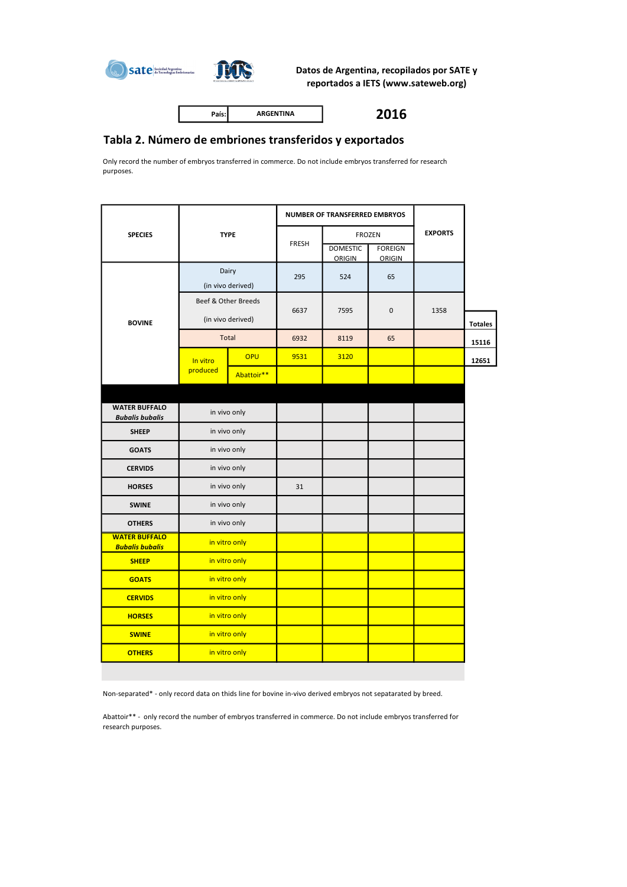Datos de Argentina, recopilados por SATE y reportados a IETS (www.sateweb.org)

| País: | ARGENTINA |
|---|---|

**2016**

## Tabla 2. Número de embriones transferidos y exportados

Only record the number of embryos transferred in commerce. Do not include embryos transferred for research purposes.

| SPECIES | TYPE | | NUMBER OF TRANSFERRED EMBRYOS | | | EXPORTS |
|---|---|---|---|---|---|---|
| | | | FRESH | FROZEN | | |
| | | | | DOMESTIC ORIGIN | FOREIGN ORIGIN | |
| BOVINE | Dairy (in vivo derived) | | 295 | 524 | 65 | |
| | Beef & Other Breeds (in vivo derived) | | 6637 | 7595 | 0 | 1358 |
| | Total | | 6932 | 8119 | 65 | |
| | In vitro produced | OPU | 9531 | 3120 | | |
| | | Abattoir** | | | | |
| WATER BUFFALO *Bubalis bubalis* | in vivo only | | | | | |
| SHEEP | in vivo only | | | | | |
| GOATS | in vivo only | | | | | |
| CERVIDS | in vivo only | | | | | |
| HORSES | in vivo only | | 31 | | | |
| SWINE | in vivo only | | | | | |
| OTHERS | in vivo only | | | | | |
| WATER BUFFALO *Bubalis bubalis* | in vitro only | | | | | |
| SHEEP | in vitro only | | | | | |
| GOATS | in vitro only | | | | | |
| CERVIDS | in vitro only | | | | | |
| HORSES | in vitro only | | | | | |
| SWINE | in vitro only | | | | | |
| OTHERS | in vitro only | | | | | |

| Totales |
|---|
| 15116 |
| 12651 |

Non-separated* - only record data on thids line for bovine in-vivo derived embryos not sepatarated by breed.

Abattoir** - only record the number of embryos transferred in commerce. Do not include embryos transferred for research purposes.